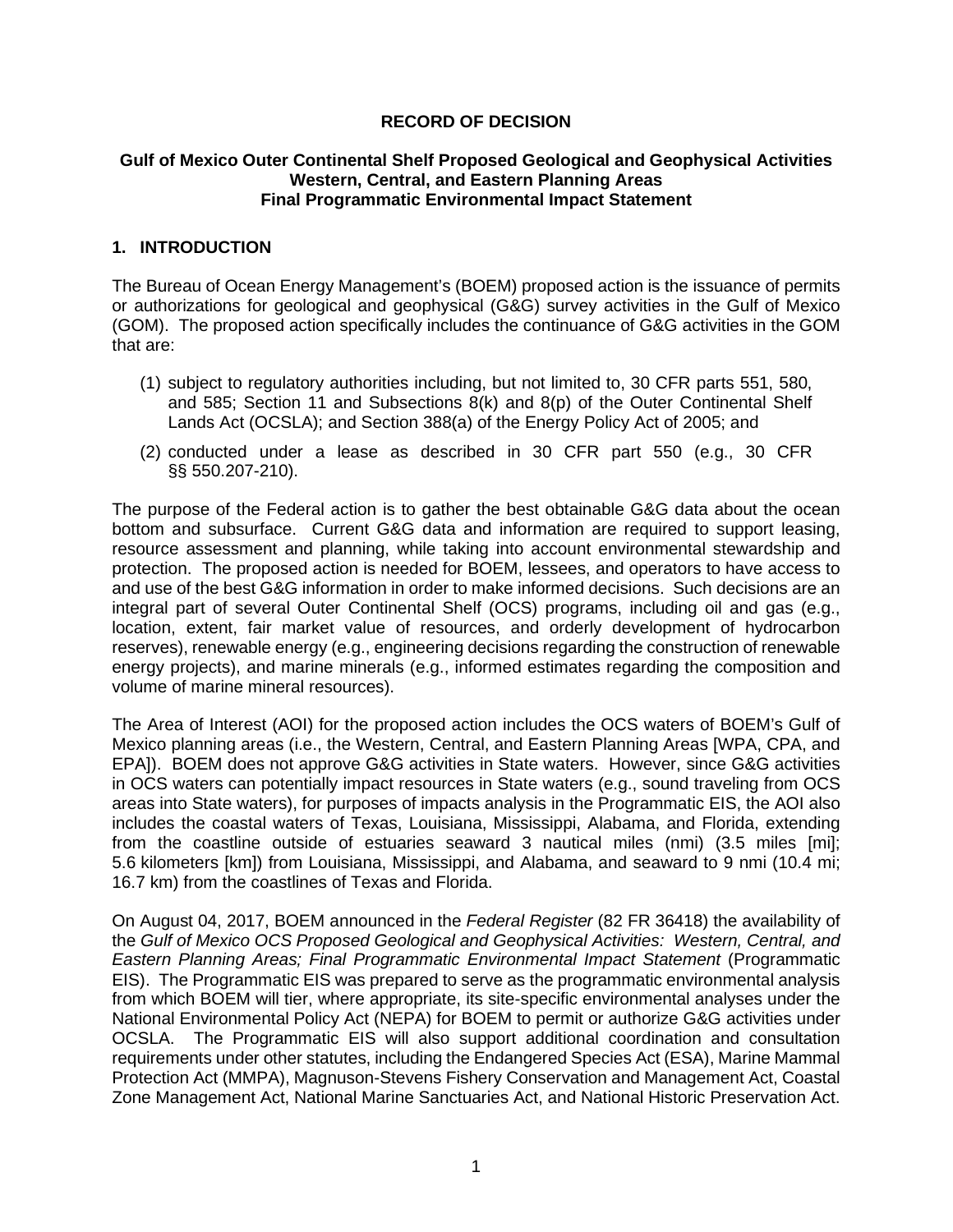# RECORD OF DECISION

## Gulf of Mexico Outer Continental Shelf Proposed Geological and Geophysical Activities
## Western, Central, and Eastern Planning Areas
## Final Programmatic Environmental Impact Statement

## 1. INTRODUCTION

The Bureau of Ocean Energy Management's (BOEM) proposed action is the issuance of permits or authorizations for geological and geophysical (G&G) survey activities in the Gulf of Mexico (GOM). The proposed action specifically includes the continuance of G&G activities in the GOM that are:

(1) subject to regulatory authorities including, but not limited to, 30 CFR parts 551, 580, and 585; Section 11 and Subsections 8(k) and 8(p) of the Outer Continental Shelf Lands Act (OCSLA); and Section 388(a) of the Energy Policy Act of 2005; and

(2) conducted under a lease as described in 30 CFR part 550 (e.g., 30 CFR §§ 550.207-210).

The purpose of the Federal action is to gather the best obtainable G&G data about the ocean bottom and subsurface. Current G&G data and information are required to support leasing, resource assessment and planning, while taking into account environmental stewardship and protection. The proposed action is needed for BOEM, lessees, and operators to have access to and use of the best G&G information in order to make informed decisions. Such decisions are an integral part of several Outer Continental Shelf (OCS) programs, including oil and gas (e.g., location, extent, fair market value of resources, and orderly development of hydrocarbon reserves), renewable energy (e.g., engineering decisions regarding the construction of renewable energy projects), and marine minerals (e.g., informed estimates regarding the composition and volume of marine mineral resources).

The Area of Interest (AOI) for the proposed action includes the OCS waters of BOEM's Gulf of Mexico planning areas (i.e., the Western, Central, and Eastern Planning Areas [WPA, CPA, and EPA]). BOEM does not approve G&G activities in State waters. However, since G&G activities in OCS waters can potentially impact resources in State waters (e.g., sound traveling from OCS areas into State waters), for purposes of impacts analysis in the Programmatic EIS, the AOI also includes the coastal waters of Texas, Louisiana, Mississippi, Alabama, and Florida, extending from the coastline outside of estuaries seaward 3 nautical miles (nmi) (3.5 miles [mi]; 5.6 kilometers [km]) from Louisiana, Mississippi, and Alabama, and seaward to 9 nmi (10.4 mi; 16.7 km) from the coastlines of Texas and Florida.

On August 04, 2017, BOEM announced in the *Federal Register* (82 FR 36418) the availability of the *Gulf of Mexico OCS Proposed Geological and Geophysical Activities: Western, Central, and Eastern Planning Areas; Final Programmatic Environmental Impact Statement* (Programmatic EIS). The Programmatic EIS was prepared to serve as the programmatic environmental analysis from which BOEM will tier, where appropriate, its site-specific environmental analyses under the National Environmental Policy Act (NEPA) for BOEM to permit or authorize G&G activities under OCSLA. The Programmatic EIS will also support additional coordination and consultation requirements under other statutes, including the Endangered Species Act (ESA), Marine Mammal Protection Act (MMPA), Magnuson-Stevens Fishery Conservation and Management Act, Coastal Zone Management Act, National Marine Sanctuaries Act, and National Historic Preservation Act.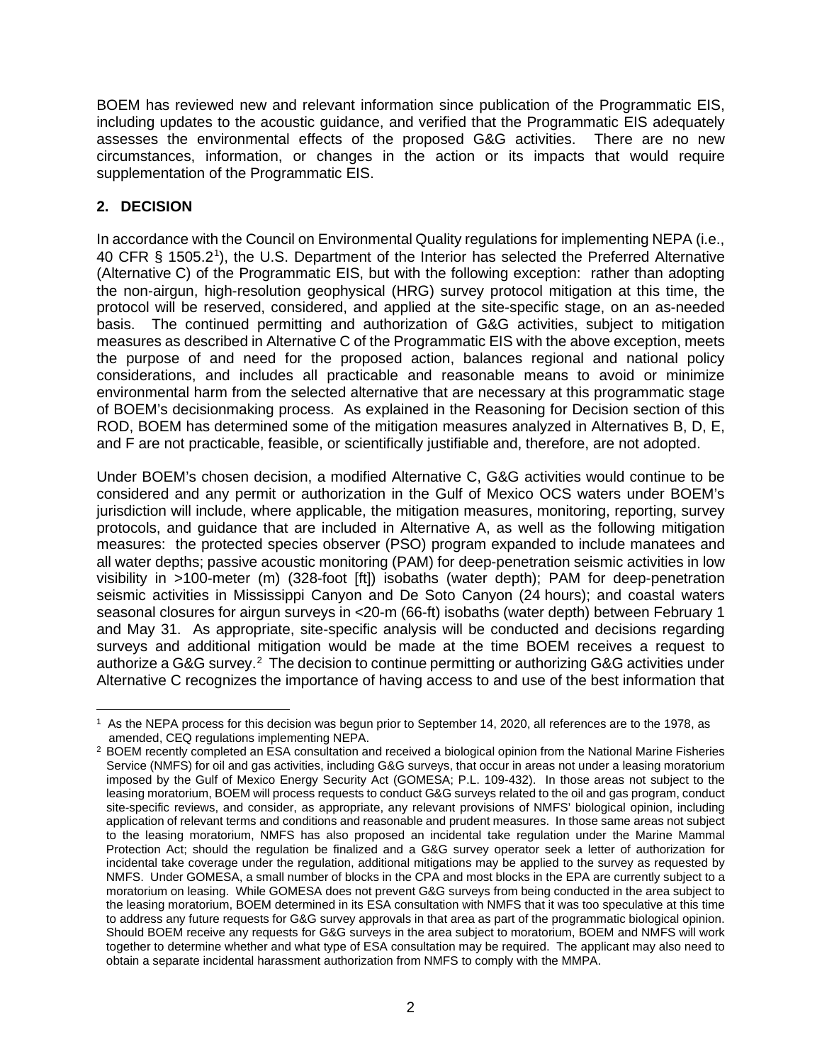BOEM has reviewed new and relevant information since publication of the Programmatic EIS, including updates to the acoustic guidance, and verified that the Programmatic EIS adequately assesses the environmental effects of the proposed G&G activities. There are no new circumstances, information, or changes in the action or its impacts that would require supplementation of the Programmatic EIS.

## 2. DECISION

In accordance with the Council on Environmental Quality regulations for implementing NEPA (i.e., 40 CFR § 1505.2[1]), the U.S. Department of the Interior has selected the Preferred Alternative (Alternative C) of the Programmatic EIS, but with the following exception: rather than adopting the non-airgun, high-resolution geophysical (HRG) survey protocol mitigation at this time, the protocol will be reserved, considered, and applied at the site-specific stage, on an as-needed basis. The continued permitting and authorization of G&G activities, subject to mitigation measures as described in Alternative C of the Programmatic EIS with the above exception, meets the purpose of and need for the proposed action, balances regional and national policy considerations, and includes all practicable and reasonable means to avoid or minimize environmental harm from the selected alternative that are necessary at this programmatic stage of BOEM's decisionmaking process. As explained in the Reasoning for Decision section of this ROD, BOEM has determined some of the mitigation measures analyzed in Alternatives B, D, E, and F are not practicable, feasible, or scientifically justifiable and, therefore, are not adopted.

Under BOEM's chosen decision, a modified Alternative C, G&G activities would continue to be considered and any permit or authorization in the Gulf of Mexico OCS waters under BOEM's jurisdiction will include, where applicable, the mitigation measures, monitoring, reporting, survey protocols, and guidance that are included in Alternative A, as well as the following mitigation measures: the protected species observer (PSO) program expanded to include manatees and all water depths; passive acoustic monitoring (PAM) for deep-penetration seismic activities in low visibility in >100-meter (m) (328-foot [ft]) isobaths (water depth); PAM for deep-penetration seismic activities in Mississippi Canyon and De Soto Canyon (24 hours); and coastal waters seasonal closures for airgun surveys in <20-m (66-ft) isobaths (water depth) between February 1 and May 31. As appropriate, site-specific analysis will be conducted and decisions regarding surveys and additional mitigation would be made at the time BOEM receives a request to authorize a G&G survey.[2] The decision to continue permitting or authorizing G&G activities under Alternative C recognizes the importance of having access to and use of the best information that

---

[1] As the NEPA process for this decision was begun prior to September 14, 2020, all references are to the 1978, as amended, CEQ regulations implementing NEPA.

[2] BOEM recently completed an ESA consultation and received a biological opinion from the National Marine Fisheries Service (NMFS) for oil and gas activities, including G&G surveys, that occur in areas not under a leasing moratorium imposed by the Gulf of Mexico Energy Security Act (GOMESA; P.L. 109-432). In those areas not subject to the leasing moratorium, BOEM will process requests to conduct G&G surveys related to the oil and gas program, conduct site-specific reviews, and consider, as appropriate, any relevant provisions of NMFS' biological opinion, including application of relevant terms and conditions and reasonable and prudent measures. In those same areas not subject to the leasing moratorium, NMFS has also proposed an incidental take regulation under the Marine Mammal Protection Act; should the regulation be finalized and a G&G survey operator seek a letter of authorization for incidental take coverage under the regulation, additional mitigations may be applied to the survey as requested by NMFS. Under GOMESA, a small number of blocks in the CPA and most blocks in the EPA are currently subject to a moratorium on leasing. While GOMESA does not prevent G&G surveys from being conducted in the area subject to the leasing moratorium, BOEM determined in its ESA consultation with NMFS that it was too speculative at this time to address any future requests for G&G survey approvals in that area as part of the programmatic biological opinion. Should BOEM receive any requests for G&G surveys in the area subject to moratorium, BOEM and NMFS will work together to determine whether and what type of ESA consultation may be required. The applicant may also need to obtain a separate incidental harassment authorization from NMFS to comply with the MMPA.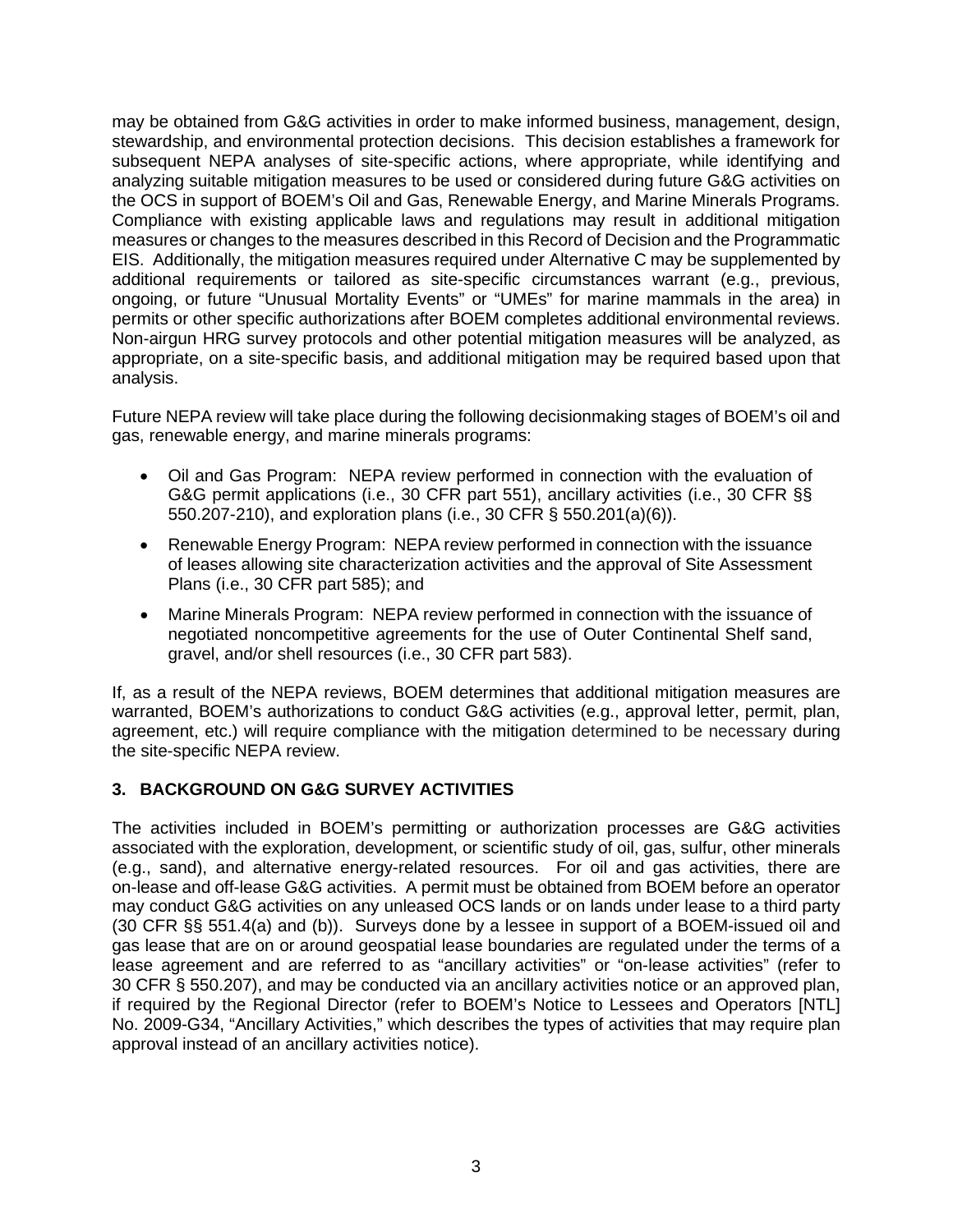may be obtained from G&G activities in order to make informed business, management, design, stewardship, and environmental protection decisions. This decision establishes a framework for subsequent NEPA analyses of site-specific actions, where appropriate, while identifying and analyzing suitable mitigation measures to be used or considered during future G&G activities on the OCS in support of BOEM's Oil and Gas, Renewable Energy, and Marine Minerals Programs. Compliance with existing applicable laws and regulations may result in additional mitigation measures or changes to the measures described in this Record of Decision and the Programmatic EIS. Additionally, the mitigation measures required under Alternative C may be supplemented by additional requirements or tailored as site-specific circumstances warrant (e.g., previous, ongoing, or future "Unusual Mortality Events" or "UMEs" for marine mammals in the area) in permits or other specific authorizations after BOEM completes additional environmental reviews. Non-airgun HRG survey protocols and other potential mitigation measures will be analyzed, as appropriate, on a site-specific basis, and additional mitigation may be required based upon that analysis.

Future NEPA review will take place during the following decisionmaking stages of BOEM's oil and gas, renewable energy, and marine minerals programs:

- Oil and Gas Program: NEPA review performed in connection with the evaluation of G&G permit applications (i.e., 30 CFR part 551), ancillary activities (i.e., 30 CFR §§ 550.207-210), and exploration plans (i.e., 30 CFR § 550.201(a)(6)).
- Renewable Energy Program: NEPA review performed in connection with the issuance of leases allowing site characterization activities and the approval of Site Assessment Plans (i.e., 30 CFR part 585); and
- Marine Minerals Program: NEPA review performed in connection with the issuance of negotiated noncompetitive agreements for the use of Outer Continental Shelf sand, gravel, and/or shell resources (i.e., 30 CFR part 583).

If, as a result of the NEPA reviews, BOEM determines that additional mitigation measures are warranted, BOEM's authorizations to conduct G&G activities (e.g., approval letter, permit, plan, agreement, etc.) will require compliance with the mitigation determined to be necessary during the site-specific NEPA review.

## 3. BACKGROUND ON G&G SURVEY ACTIVITIES

The activities included in BOEM's permitting or authorization processes are G&G activities associated with the exploration, development, or scientific study of oil, gas, sulfur, other minerals (e.g., sand), and alternative energy-related resources. For oil and gas activities, there are on-lease and off-lease G&G activities. A permit must be obtained from BOEM before an operator may conduct G&G activities on any unleased OCS lands or on lands under lease to a third party (30 CFR §§ 551.4(a) and (b)). Surveys done by a lessee in support of a BOEM-issued oil and gas lease that are on or around geospatial lease boundaries are regulated under the terms of a lease agreement and are referred to as "ancillary activities" or "on-lease activities" (refer to 30 CFR § 550.207), and may be conducted via an ancillary activities notice or an approved plan, if required by the Regional Director (refer to BOEM's Notice to Lessees and Operators [NTL] No. 2009-G34, "Ancillary Activities," which describes the types of activities that may require plan approval instead of an ancillary activities notice).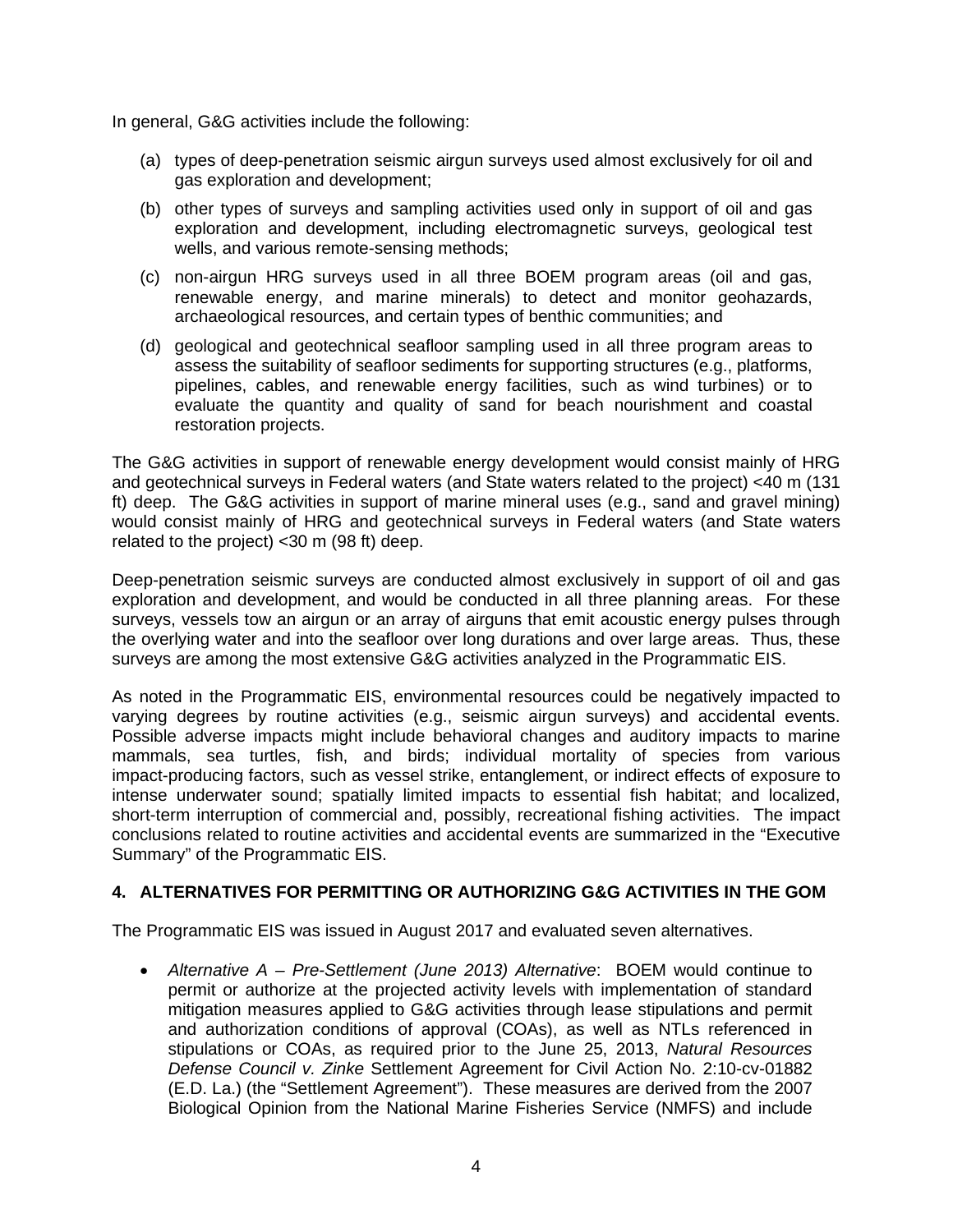In general, G&G activities include the following:

(a) types of deep-penetration seismic airgun surveys used almost exclusively for oil and gas exploration and development;

(b) other types of surveys and sampling activities used only in support of oil and gas exploration and development, including electromagnetic surveys, geological test wells, and various remote-sensing methods;

(c) non-airgun HRG surveys used in all three BOEM program areas (oil and gas, renewable energy, and marine minerals) to detect and monitor geohazards, archaeological resources, and certain types of benthic communities; and

(d) geological and geotechnical seafloor sampling used in all three program areas to assess the suitability of seafloor sediments for supporting structures (e.g., platforms, pipelines, cables, and renewable energy facilities, such as wind turbines) or to evaluate the quantity and quality of sand for beach nourishment and coastal restoration projects.

The G&G activities in support of renewable energy development would consist mainly of HRG and geotechnical surveys in Federal waters (and State waters related to the project) <40 m (131 ft) deep. The G&G activities in support of marine mineral uses (e.g., sand and gravel mining) would consist mainly of HRG and geotechnical surveys in Federal waters (and State waters related to the project) <30 m (98 ft) deep.

Deep-penetration seismic surveys are conducted almost exclusively in support of oil and gas exploration and development, and would be conducted in all three planning areas. For these surveys, vessels tow an airgun or an array of airguns that emit acoustic energy pulses through the overlying water and into the seafloor over long durations and over large areas. Thus, these surveys are among the most extensive G&G activities analyzed in the Programmatic EIS.

As noted in the Programmatic EIS, environmental resources could be negatively impacted to varying degrees by routine activities (e.g., seismic airgun surveys) and accidental events. Possible adverse impacts might include behavioral changes and auditory impacts to marine mammals, sea turtles, fish, and birds; individual mortality of species from various impact-producing factors, such as vessel strike, entanglement, or indirect effects of exposure to intense underwater sound; spatially limited impacts to essential fish habitat; and localized, short-term interruption of commercial and, possibly, recreational fishing activities. The impact conclusions related to routine activities and accidental events are summarized in the "Executive Summary" of the Programmatic EIS.

## 4. ALTERNATIVES FOR PERMITTING OR AUTHORIZING G&G ACTIVITIES IN THE GOM

The Programmatic EIS was issued in August 2017 and evaluated seven alternatives.

- *Alternative A – Pre-Settlement (June 2013) Alternative*: BOEM would continue to permit or authorize at the projected activity levels with implementation of standard mitigation measures applied to G&G activities through lease stipulations and permit and authorization conditions of approval (COAs), as well as NTLs referenced in stipulations or COAs, as required prior to the June 25, 2013, *Natural Resources Defense Council v. Zinke* Settlement Agreement for Civil Action No. 2:10-cv-01882 (E.D. La.) (the "Settlement Agreement"). These measures are derived from the 2007 Biological Opinion from the National Marine Fisheries Service (NMFS) and include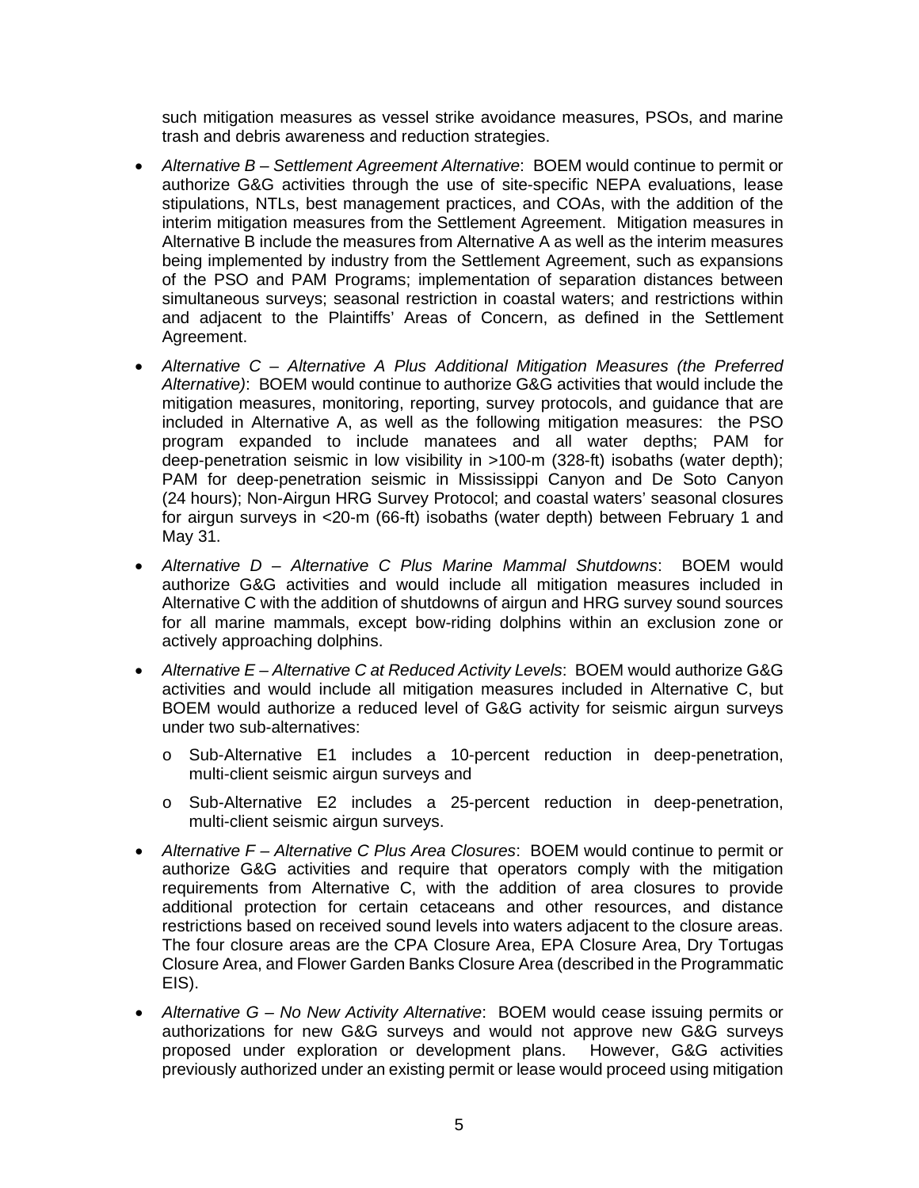such mitigation measures as vessel strike avoidance measures, PSOs, and marine trash and debris awareness and reduction strategies.

- *Alternative B – Settlement Agreement Alternative*: BOEM would continue to permit or authorize G&G activities through the use of site-specific NEPA evaluations, lease stipulations, NTLs, best management practices, and COAs, with the addition of the interim mitigation measures from the Settlement Agreement. Mitigation measures in Alternative B include the measures from Alternative A as well as the interim measures being implemented by industry from the Settlement Agreement, such as expansions of the PSO and PAM Programs; implementation of separation distances between simultaneous surveys; seasonal restriction in coastal waters; and restrictions within and adjacent to the Plaintiffs' Areas of Concern, as defined in the Settlement Agreement.
- *Alternative C – Alternative A Plus Additional Mitigation Measures (the Preferred Alternative)*: BOEM would continue to authorize G&G activities that would include the mitigation measures, monitoring, reporting, survey protocols, and guidance that are included in Alternative A, as well as the following mitigation measures: the PSO program expanded to include manatees and all water depths; PAM for deep-penetration seismic in low visibility in >100-m (328-ft) isobaths (water depth); PAM for deep-penetration seismic in Mississippi Canyon and De Soto Canyon (24 hours); Non-Airgun HRG Survey Protocol; and coastal waters' seasonal closures for airgun surveys in <20-m (66-ft) isobaths (water depth) between February 1 and May 31.
- *Alternative D – Alternative C Plus Marine Mammal Shutdowns*: BOEM would authorize G&G activities and would include all mitigation measures included in Alternative C with the addition of shutdowns of airgun and HRG survey sound sources for all marine mammals, except bow-riding dolphins within an exclusion zone or actively approaching dolphins.
- *Alternative E – Alternative C at Reduced Activity Levels*: BOEM would authorize G&G activities and would include all mitigation measures included in Alternative C, but BOEM would authorize a reduced level of G&G activity for seismic airgun surveys under two sub-alternatives:
  - Sub-Alternative E1 includes a 10-percent reduction in deep-penetration, multi-client seismic airgun surveys and
  - Sub-Alternative E2 includes a 25-percent reduction in deep-penetration, multi-client seismic airgun surveys.
- *Alternative F – Alternative C Plus Area Closures*: BOEM would continue to permit or authorize G&G activities and require that operators comply with the mitigation requirements from Alternative C, with the addition of area closures to provide additional protection for certain cetaceans and other resources, and distance restrictions based on received sound levels into waters adjacent to the closure areas. The four closure areas are the CPA Closure Area, EPA Closure Area, Dry Tortugas Closure Area, and Flower Garden Banks Closure Area (described in the Programmatic EIS).
- *Alternative G – No New Activity Alternative*: BOEM would cease issuing permits or authorizations for new G&G surveys and would not approve new G&G surveys proposed under exploration or development plans. However, G&G activities previously authorized under an existing permit or lease would proceed using mitigation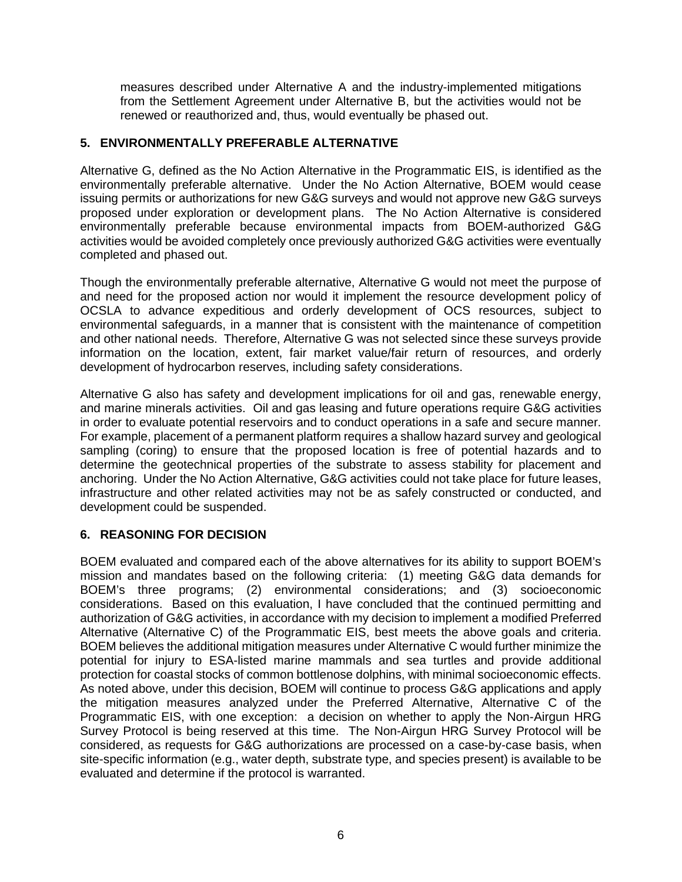measures described under Alternative A and the industry-implemented mitigations from the Settlement Agreement under Alternative B, but the activities would not be renewed or reauthorized and, thus, would eventually be phased out.

## 5. ENVIRONMENTALLY PREFERABLE ALTERNATIVE

Alternative G, defined as the No Action Alternative in the Programmatic EIS, is identified as the environmentally preferable alternative. Under the No Action Alternative, BOEM would cease issuing permits or authorizations for new G&G surveys and would not approve new G&G surveys proposed under exploration or development plans. The No Action Alternative is considered environmentally preferable because environmental impacts from BOEM-authorized G&G activities would be avoided completely once previously authorized G&G activities were eventually completed and phased out.

Though the environmentally preferable alternative, Alternative G would not meet the purpose of and need for the proposed action nor would it implement the resource development policy of OCSLA to advance expeditious and orderly development of OCS resources, subject to environmental safeguards, in a manner that is consistent with the maintenance of competition and other national needs. Therefore, Alternative G was not selected since these surveys provide information on the location, extent, fair market value/fair return of resources, and orderly development of hydrocarbon reserves, including safety considerations.

Alternative G also has safety and development implications for oil and gas, renewable energy, and marine minerals activities. Oil and gas leasing and future operations require G&G activities in order to evaluate potential reservoirs and to conduct operations in a safe and secure manner. For example, placement of a permanent platform requires a shallow hazard survey and geological sampling (coring) to ensure that the proposed location is free of potential hazards and to determine the geotechnical properties of the substrate to assess stability for placement and anchoring. Under the No Action Alternative, G&G activities could not take place for future leases, infrastructure and other related activities may not be as safely constructed or conducted, and development could be suspended.

## 6. REASONING FOR DECISION

BOEM evaluated and compared each of the above alternatives for its ability to support BOEM's mission and mandates based on the following criteria: (1) meeting G&G data demands for BOEM's three programs; (2) environmental considerations; and (3) socioeconomic considerations. Based on this evaluation, I have concluded that the continued permitting and authorization of G&G activities, in accordance with my decision to implement a modified Preferred Alternative (Alternative C) of the Programmatic EIS, best meets the above goals and criteria. BOEM believes the additional mitigation measures under Alternative C would further minimize the potential for injury to ESA-listed marine mammals and sea turtles and provide additional protection for coastal stocks of common bottlenose dolphins, with minimal socioeconomic effects. As noted above, under this decision, BOEM will continue to process G&G applications and apply the mitigation measures analyzed under the Preferred Alternative, Alternative C of the Programmatic EIS, with one exception: a decision on whether to apply the Non-Airgun HRG Survey Protocol is being reserved at this time. The Non-Airgun HRG Survey Protocol will be considered, as requests for G&G authorizations are processed on a case-by-case basis, when site-specific information (e.g., water depth, substrate type, and species present) is available to be evaluated and determine if the protocol is warranted.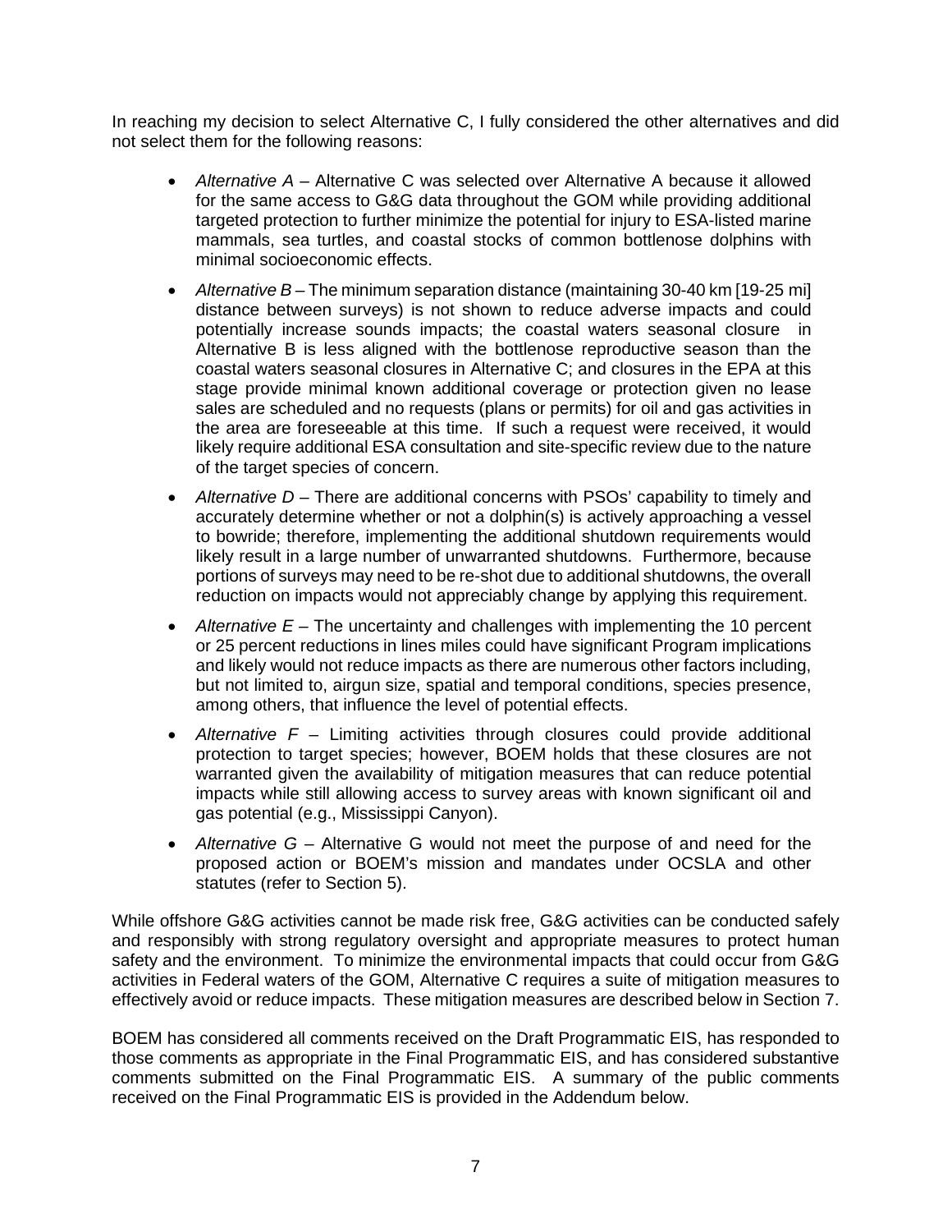In reaching my decision to select Alternative C, I fully considered the other alternatives and did not select them for the following reasons:

- *Alternative A* – Alternative C was selected over Alternative A because it allowed for the same access to G&G data throughout the GOM while providing additional targeted protection to further minimize the potential for injury to ESA-listed marine mammals, sea turtles, and coastal stocks of common bottlenose dolphins with minimal socioeconomic effects.
- *Alternative B* – The minimum separation distance (maintaining 30-40 km [19-25 mi] distance between surveys) is not shown to reduce adverse impacts and could potentially increase sounds impacts; the coastal waters seasonal closure in Alternative B is less aligned with the bottlenose reproductive season than the coastal waters seasonal closures in Alternative C; and closures in the EPA at this stage provide minimal known additional coverage or protection given no lease sales are scheduled and no requests (plans or permits) for oil and gas activities in the area are foreseeable at this time. If such a request were received, it would likely require additional ESA consultation and site-specific review due to the nature of the target species of concern.
- *Alternative D* – There are additional concerns with PSOs' capability to timely and accurately determine whether or not a dolphin(s) is actively approaching a vessel to bowride; therefore, implementing the additional shutdown requirements would likely result in a large number of unwarranted shutdowns. Furthermore, because portions of surveys may need to be re-shot due to additional shutdowns, the overall reduction on impacts would not appreciably change by applying this requirement.
- *Alternative E* – The uncertainty and challenges with implementing the 10 percent or 25 percent reductions in lines miles could have significant Program implications and likely would not reduce impacts as there are numerous other factors including, but not limited to, airgun size, spatial and temporal conditions, species presence, among others, that influence the level of potential effects.
- *Alternative F* – Limiting activities through closures could provide additional protection to target species; however, BOEM holds that these closures are not warranted given the availability of mitigation measures that can reduce potential impacts while still allowing access to survey areas with known significant oil and gas potential (e.g., Mississippi Canyon).
- *Alternative G* – Alternative G would not meet the purpose of and need for the proposed action or BOEM's mission and mandates under OCSLA and other statutes (refer to Section 5).

While offshore G&G activities cannot be made risk free, G&G activities can be conducted safely and responsibly with strong regulatory oversight and appropriate measures to protect human safety and the environment. To minimize the environmental impacts that could occur from G&G activities in Federal waters of the GOM, Alternative C requires a suite of mitigation measures to effectively avoid or reduce impacts. These mitigation measures are described below in Section 7.

BOEM has considered all comments received on the Draft Programmatic EIS, has responded to those comments as appropriate in the Final Programmatic EIS, and has considered substantive comments submitted on the Final Programmatic EIS. A summary of the public comments received on the Final Programmatic EIS is provided in the Addendum below.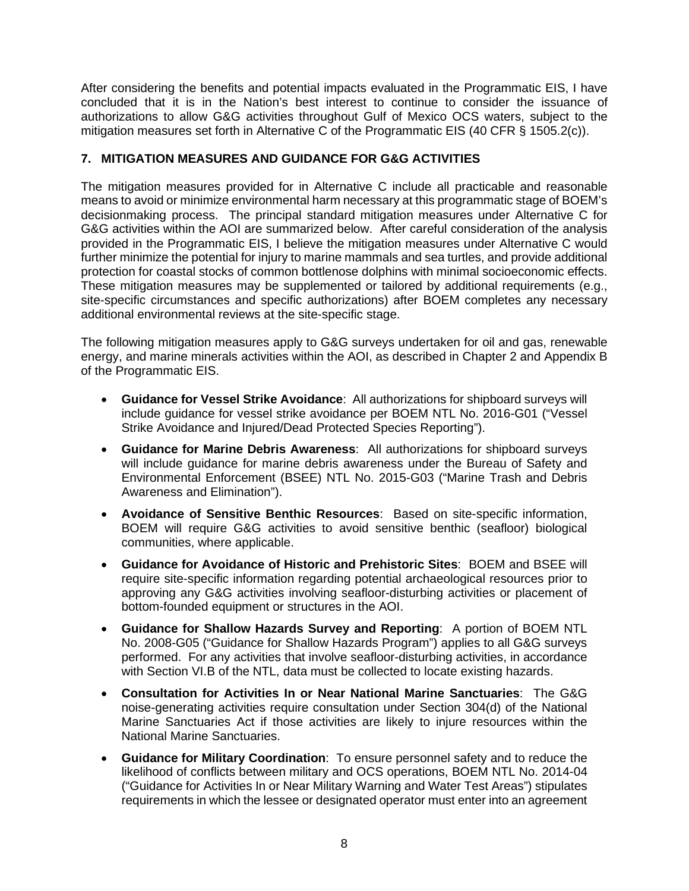After considering the benefits and potential impacts evaluated in the Programmatic EIS, I have concluded that it is in the Nation's best interest to continue to consider the issuance of authorizations to allow G&G activities throughout Gulf of Mexico OCS waters, subject to the mitigation measures set forth in Alternative C of the Programmatic EIS (40 CFR § 1505.2(c)).

## 7. MITIGATION MEASURES AND GUIDANCE FOR G&G ACTIVITIES

The mitigation measures provided for in Alternative C include all practicable and reasonable means to avoid or minimize environmental harm necessary at this programmatic stage of BOEM's decisionmaking process. The principal standard mitigation measures under Alternative C for G&G activities within the AOI are summarized below. After careful consideration of the analysis provided in the Programmatic EIS, I believe the mitigation measures under Alternative C would further minimize the potential for injury to marine mammals and sea turtles, and provide additional protection for coastal stocks of common bottlenose dolphins with minimal socioeconomic effects. These mitigation measures may be supplemented or tailored by additional requirements (e.g., site-specific circumstances and specific authorizations) after BOEM completes any necessary additional environmental reviews at the site-specific stage.

The following mitigation measures apply to G&G surveys undertaken for oil and gas, renewable energy, and marine minerals activities within the AOI, as described in Chapter 2 and Appendix B of the Programmatic EIS.

- **Guidance for Vessel Strike Avoidance**: All authorizations for shipboard surveys will include guidance for vessel strike avoidance per BOEM NTL No. 2016-G01 ("Vessel Strike Avoidance and Injured/Dead Protected Species Reporting").
- **Guidance for Marine Debris Awareness**: All authorizations for shipboard surveys will include guidance for marine debris awareness under the Bureau of Safety and Environmental Enforcement (BSEE) NTL No. 2015-G03 ("Marine Trash and Debris Awareness and Elimination").
- **Avoidance of Sensitive Benthic Resources**: Based on site-specific information, BOEM will require G&G activities to avoid sensitive benthic (seafloor) biological communities, where applicable.
- **Guidance for Avoidance of Historic and Prehistoric Sites**: BOEM and BSEE will require site-specific information regarding potential archaeological resources prior to approving any G&G activities involving seafloor-disturbing activities or placement of bottom-founded equipment or structures in the AOI.
- **Guidance for Shallow Hazards Survey and Reporting**: A portion of BOEM NTL No. 2008-G05 ("Guidance for Shallow Hazards Program") applies to all G&G surveys performed. For any activities that involve seafloor-disturbing activities, in accordance with Section VI.B of the NTL, data must be collected to locate existing hazards.
- **Consultation for Activities In or Near National Marine Sanctuaries**: The G&G noise-generating activities require consultation under Section 304(d) of the National Marine Sanctuaries Act if those activities are likely to injure resources within the National Marine Sanctuaries.
- **Guidance for Military Coordination**: To ensure personnel safety and to reduce the likelihood of conflicts between military and OCS operations, BOEM NTL No. 2014-04 ("Guidance for Activities In or Near Military Warning and Water Test Areas") stipulates requirements in which the lessee or designated operator must enter into an agreement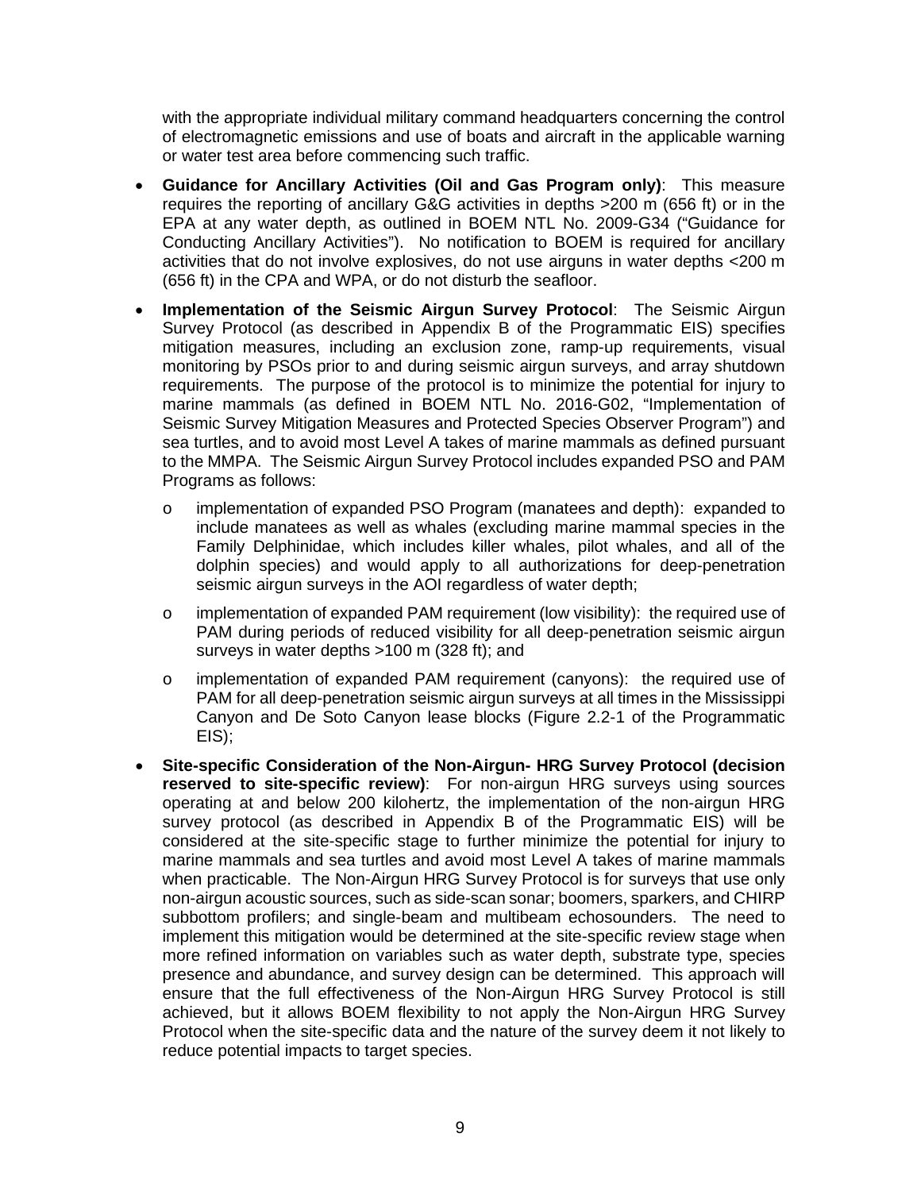with the appropriate individual military command headquarters concerning the control of electromagnetic emissions and use of boats and aircraft in the applicable warning or water test area before commencing such traffic.

- **Guidance for Ancillary Activities (Oil and Gas Program only)**: This measure requires the reporting of ancillary G&G activities in depths >200 m (656 ft) or in the EPA at any water depth, as outlined in BOEM NTL No. 2009-G34 ("Guidance for Conducting Ancillary Activities"). No notification to BOEM is required for ancillary activities that do not involve explosives, do not use airguns in water depths <200 m (656 ft) in the CPA and WPA, or do not disturb the seafloor.
- **Implementation of the Seismic Airgun Survey Protocol**: The Seismic Airgun Survey Protocol (as described in Appendix B of the Programmatic EIS) specifies mitigation measures, including an exclusion zone, ramp-up requirements, visual monitoring by PSOs prior to and during seismic airgun surveys, and array shutdown requirements. The purpose of the protocol is to minimize the potential for injury to marine mammals (as defined in BOEM NTL No. 2016-G02, "Implementation of Seismic Survey Mitigation Measures and Protected Species Observer Program") and sea turtles, and to avoid most Level A takes of marine mammals as defined pursuant to the MMPA. The Seismic Airgun Survey Protocol includes expanded PSO and PAM Programs as follows:
  - implementation of expanded PSO Program (manatees and depth): expanded to include manatees as well as whales (excluding marine mammal species in the Family Delphinidae, which includes killer whales, pilot whales, and all of the dolphin species) and would apply to all authorizations for deep-penetration seismic airgun surveys in the AOI regardless of water depth;
  - implementation of expanded PAM requirement (low visibility): the required use of PAM during periods of reduced visibility for all deep-penetration seismic airgun surveys in water depths >100 m (328 ft); and
  - implementation of expanded PAM requirement (canyons): the required use of PAM for all deep-penetration seismic airgun surveys at all times in the Mississippi Canyon and De Soto Canyon lease blocks (Figure 2.2-1 of the Programmatic EIS);
- **Site-specific Consideration of the Non-Airgun- HRG Survey Protocol (decision reserved to site-specific review)**: For non-airgun HRG surveys using sources operating at and below 200 kilohertz, the implementation of the non-airgun HRG survey protocol (as described in Appendix B of the Programmatic EIS) will be considered at the site-specific stage to further minimize the potential for injury to marine mammals and sea turtles and avoid most Level A takes of marine mammals when practicable. The Non-Airgun HRG Survey Protocol is for surveys that use only non-airgun acoustic sources, such as side-scan sonar; boomers, sparkers, and CHIRP subbottom profilers; and single-beam and multibeam echosounders. The need to implement this mitigation would be determined at the site-specific review stage when more refined information on variables such as water depth, substrate type, species presence and abundance, and survey design can be determined. This approach will ensure that the full effectiveness of the Non-Airgun HRG Survey Protocol is still achieved, but it allows BOEM flexibility to not apply the Non-Airgun HRG Survey Protocol when the site-specific data and the nature of the survey deem it not likely to reduce potential impacts to target species.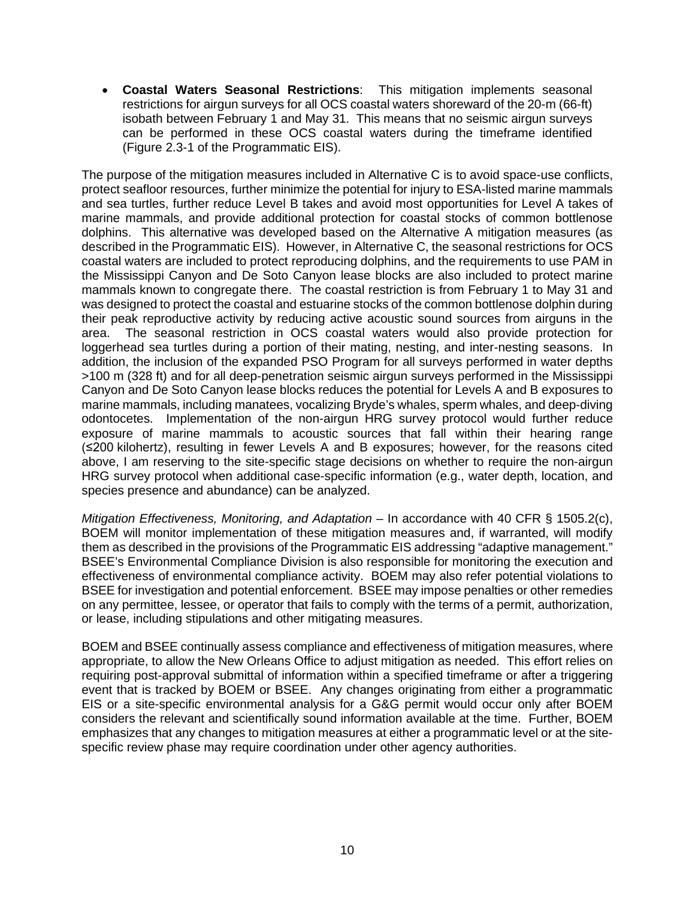- **Coastal Waters Seasonal Restrictions**: This mitigation implements seasonal restrictions for airgun surveys for all OCS coastal waters shoreward of the 20-m (66-ft) isobath between February 1 and May 31. This means that no seismic airgun surveys can be performed in these OCS coastal waters during the timeframe identified (Figure 2.3-1 of the Programmatic EIS).

The purpose of the mitigation measures included in Alternative C is to avoid space-use conflicts, protect seafloor resources, further minimize the potential for injury to ESA-listed marine mammals and sea turtles, further reduce Level B takes and avoid most opportunities for Level A takes of marine mammals, and provide additional protection for coastal stocks of common bottlenose dolphins. This alternative was developed based on the Alternative A mitigation measures (as described in the Programmatic EIS). However, in Alternative C, the seasonal restrictions for OCS coastal waters are included to protect reproducing dolphins, and the requirements to use PAM in the Mississippi Canyon and De Soto Canyon lease blocks are also included to protect marine mammals known to congregate there. The coastal restriction is from February 1 to May 31 and was designed to protect the coastal and estuarine stocks of the common bottlenose dolphin during their peak reproductive activity by reducing active acoustic sound sources from airguns in the area. The seasonal restriction in OCS coastal waters would also provide protection for loggerhead sea turtles during a portion of their mating, nesting, and inter-nesting seasons. In addition, the inclusion of the expanded PSO Program for all surveys performed in water depths >100 m (328 ft) and for all deep-penetration seismic airgun surveys performed in the Mississippi Canyon and De Soto Canyon lease blocks reduces the potential for Levels A and B exposures to marine mammals, including manatees, vocalizing Bryde's whales, sperm whales, and deep-diving odontocetes. Implementation of the non-airgun HRG survey protocol would further reduce exposure of marine mammals to acoustic sources that fall within their hearing range (≤200 kilohertz), resulting in fewer Levels A and B exposures; however, for the reasons cited above, I am reserving to the site-specific stage decisions on whether to require the non-airgun HRG survey protocol when additional case-specific information (e.g., water depth, location, and species presence and abundance) can be analyzed.

*Mitigation Effectiveness, Monitoring, and Adaptation* – In accordance with 40 CFR § 1505.2(c), BOEM will monitor implementation of these mitigation measures and, if warranted, will modify them as described in the provisions of the Programmatic EIS addressing "adaptive management." BSEE's Environmental Compliance Division is also responsible for monitoring the execution and effectiveness of environmental compliance activity. BOEM may also refer potential violations to BSEE for investigation and potential enforcement. BSEE may impose penalties or other remedies on any permittee, lessee, or operator that fails to comply with the terms of a permit, authorization, or lease, including stipulations and other mitigating measures.

BOEM and BSEE continually assess compliance and effectiveness of mitigation measures, where appropriate, to allow the New Orleans Office to adjust mitigation as needed. This effort relies on requiring post-approval submittal of information within a specified timeframe or after a triggering event that is tracked by BOEM or BSEE. Any changes originating from either a programmatic EIS or a site-specific environmental analysis for a G&G permit would occur only after BOEM considers the relevant and scientifically sound information available at the time. Further, BOEM emphasizes that any changes to mitigation measures at either a programmatic level or at the site-specific review phase may require coordination under other agency authorities.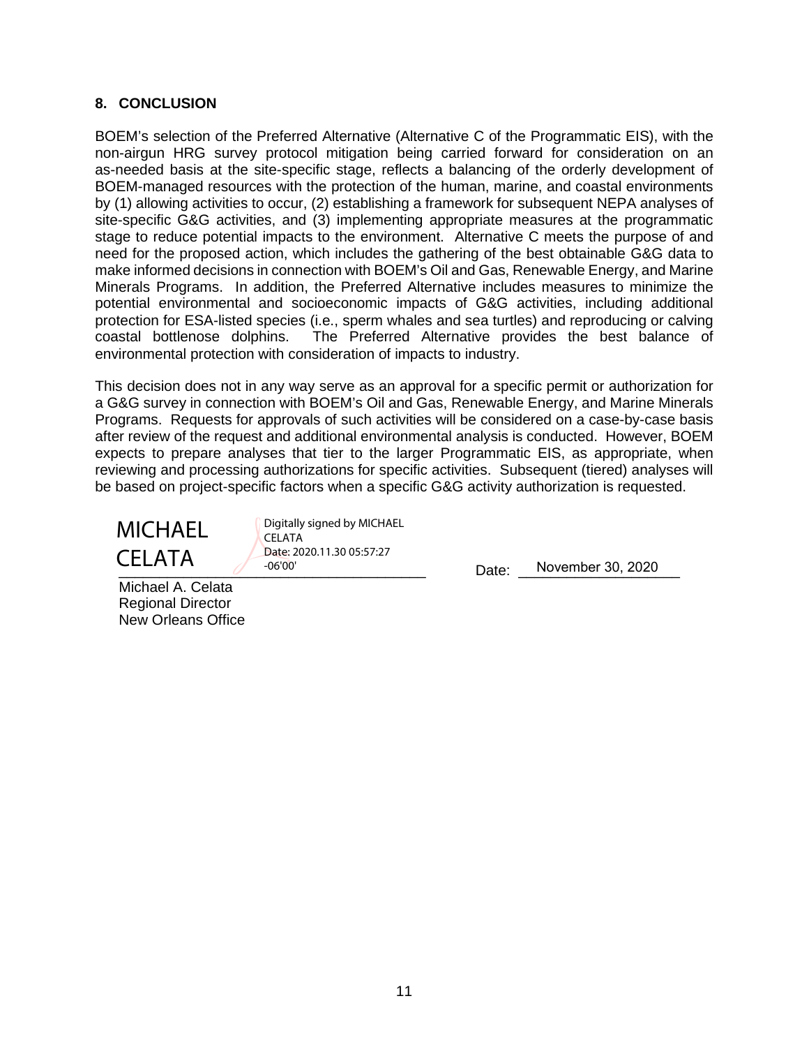## 8. CONCLUSION

BOEM's selection of the Preferred Alternative (Alternative C of the Programmatic EIS), with the non-airgun HRG survey protocol mitigation being carried forward for consideration on an as-needed basis at the site-specific stage, reflects a balancing of the orderly development of BOEM-managed resources with the protection of the human, marine, and coastal environments by (1) allowing activities to occur, (2) establishing a framework for subsequent NEPA analyses of site-specific G&G activities, and (3) implementing appropriate measures at the programmatic stage to reduce potential impacts to the environment. Alternative C meets the purpose of and need for the proposed action, which includes the gathering of the best obtainable G&G data to make informed decisions in connection with BOEM's Oil and Gas, Renewable Energy, and Marine Minerals Programs. In addition, the Preferred Alternative includes measures to minimize the potential environmental and socioeconomic impacts of G&G activities, including additional protection for ESA-listed species (i.e., sperm whales and sea turtles) and reproducing or calving coastal bottlenose dolphins. The Preferred Alternative provides the best balance of environmental protection with consideration of impacts to industry.

This decision does not in any way serve as an approval for a specific permit or authorization for a G&G survey in connection with BOEM's Oil and Gas, Renewable Energy, and Marine Minerals Programs. Requests for approvals of such activities will be considered on a case-by-case basis after review of the request and additional environmental analysis is conducted. However, BOEM expects to prepare analyses that tier to the larger Programmatic EIS, as appropriate, when reviewing and processing authorizations for specific activities. Subsequent (tiered) analyses will be based on project-specific factors when a specific G&G activity authorization is requested.

MICHAEL CELATA — Digitally signed by MICHAEL CELATA Date: 2020.11.30 05:57:27 -06'00'

Date: November 30, 2020

Michael A. Celata
Regional Director
New Orleans Office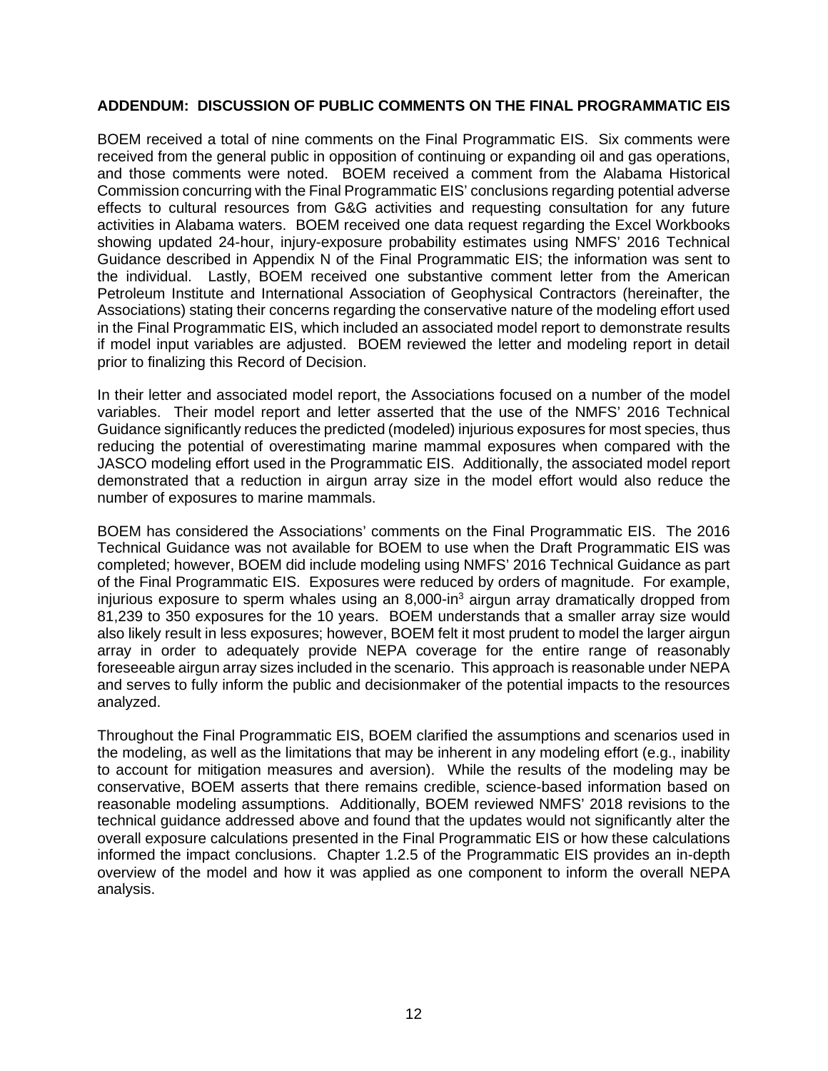**ADDENDUM: DISCUSSION OF PUBLIC COMMENTS ON THE FINAL PROGRAMMATIC EIS**

BOEM received a total of nine comments on the Final Programmatic EIS. Six comments were received from the general public in opposition of continuing or expanding oil and gas operations, and those comments were noted. BOEM received a comment from the Alabama Historical Commission concurring with the Final Programmatic EIS' conclusions regarding potential adverse effects to cultural resources from G&G activities and requesting consultation for any future activities in Alabama waters. BOEM received one data request regarding the Excel Workbooks showing updated 24-hour, injury-exposure probability estimates using NMFS' 2016 Technical Guidance described in Appendix N of the Final Programmatic EIS; the information was sent to the individual. Lastly, BOEM received one substantive comment letter from the American Petroleum Institute and International Association of Geophysical Contractors (hereinafter, the Associations) stating their concerns regarding the conservative nature of the modeling effort used in the Final Programmatic EIS, which included an associated model report to demonstrate results if model input variables are adjusted. BOEM reviewed the letter and modeling report in detail prior to finalizing this Record of Decision.

In their letter and associated model report, the Associations focused on a number of the model variables. Their model report and letter asserted that the use of the NMFS' 2016 Technical Guidance significantly reduces the predicted (modeled) injurious exposures for most species, thus reducing the potential of overestimating marine mammal exposures when compared with the JASCO modeling effort used in the Programmatic EIS. Additionally, the associated model report demonstrated that a reduction in airgun array size in the model effort would also reduce the number of exposures to marine mammals.

BOEM has considered the Associations' comments on the Final Programmatic EIS. The 2016 Technical Guidance was not available for BOEM to use when the Draft Programmatic EIS was completed; however, BOEM did include modeling using NMFS' 2016 Technical Guidance as part of the Final Programmatic EIS. Exposures were reduced by orders of magnitude. For example, injurious exposure to sperm whales using an 8,000-$in^3$ airgun array dramatically dropped from 81,239 to 350 exposures for the 10 years. BOEM understands that a smaller array size would also likely result in less exposures; however, BOEM felt it most prudent to model the larger airgun array in order to adequately provide NEPA coverage for the entire range of reasonably foreseeable airgun array sizes included in the scenario. This approach is reasonable under NEPA and serves to fully inform the public and decisionmaker of the potential impacts to the resources analyzed.

Throughout the Final Programmatic EIS, BOEM clarified the assumptions and scenarios used in the modeling, as well as the limitations that may be inherent in any modeling effort (e.g., inability to account for mitigation measures and aversion). While the results of the modeling may be conservative, BOEM asserts that there remains credible, science-based information based on reasonable modeling assumptions. Additionally, BOEM reviewed NMFS' 2018 revisions to the technical guidance addressed above and found that the updates would not significantly alter the overall exposure calculations presented in the Final Programmatic EIS or how these calculations informed the impact conclusions. Chapter 1.2.5 of the Programmatic EIS provides an in-depth overview of the model and how it was applied as one component to inform the overall NEPA analysis.